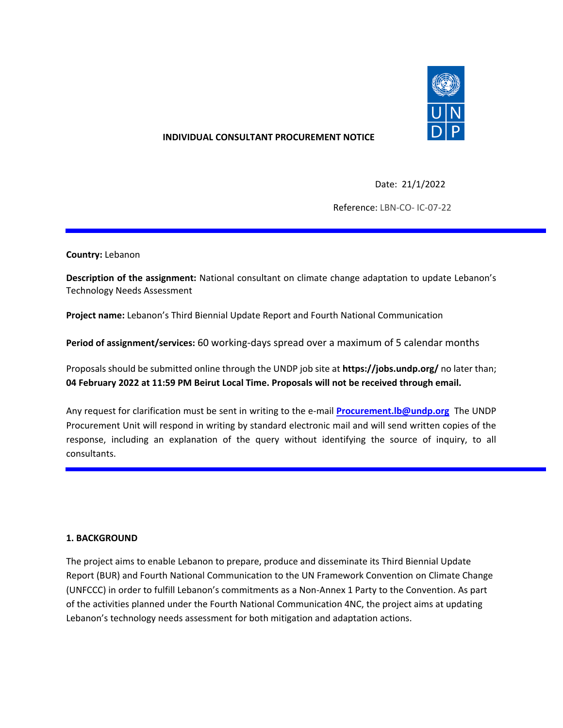**INDIVIDUAL CONSULTANT PROCUREMENT NOTICE**

Date: 21/1/2022

Reference: LBN-CO- IC-07-22

---

**Country:** Lebanon

**Description of the assignment:** National consultant on climate change adaptation to update Lebanon's Technology Needs Assessment

**Project name:** Lebanon's Third Biennial Update Report and Fourth National Communication

**Period of assignment/services:** 60 working-days spread over a maximum of 5 calendar months

Proposals should be submitted online through the UNDP job site at **https://jobs.undp.org/** no later than; **04 February 2022 at 11:59 PM Beirut Local Time. Proposals will not be received through email.**

Any request for clarification must be sent in writing to the e-mail **Procurement.lb@undp.org** The UNDP Procurement Unit will respond in writing by standard electronic mail and will send written copies of the response, including an explanation of the query without identifying the source of inquiry, to all consultants.

---

## 1. BACKGROUND

The project aims to enable Lebanon to prepare, produce and disseminate its Third Biennial Update Report (BUR) and Fourth National Communication to the UN Framework Convention on Climate Change (UNFCCC) in order to fulfill Lebanon's commitments as a Non-Annex 1 Party to the Convention. As part of the activities planned under the Fourth National Communication 4NC, the project aims at updating Lebanon's technology needs assessment for both mitigation and adaptation actions.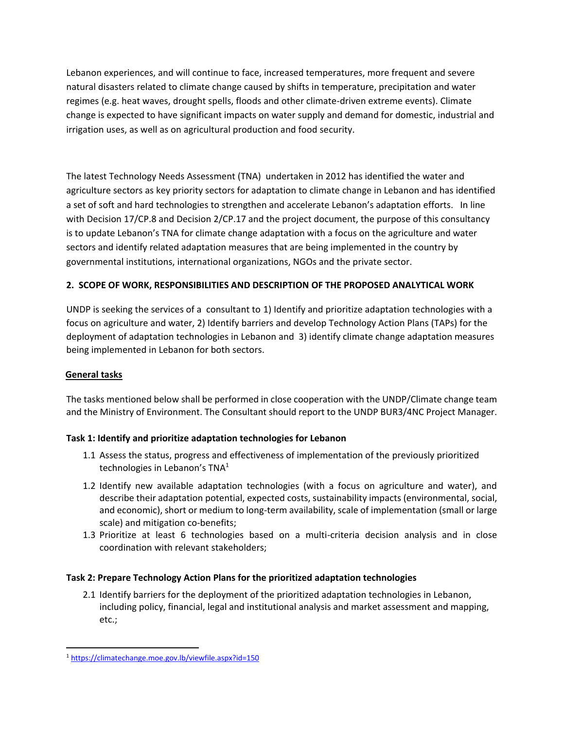Lebanon experiences, and will continue to face, increased temperatures, more frequent and severe natural disasters related to climate change caused by shifts in temperature, precipitation and water regimes (e.g. heat waves, drought spells, floods and other climate-driven extreme events). Climate change is expected to have significant impacts on water supply and demand for domestic, industrial and irrigation uses, as well as on agricultural production and food security.

The latest Technology Needs Assessment (TNA) undertaken in 2012 has identified the water and agriculture sectors as key priority sectors for adaptation to climate change in Lebanon and has identified a set of soft and hard technologies to strengthen and accelerate Lebanon's adaptation efforts. In line with Decision 17/CP.8 and Decision 2/CP.17 and the project document, the purpose of this consultancy is to update Lebanon's TNA for climate change adaptation with a focus on the agriculture and water sectors and identify related adaptation measures that are being implemented in the country by governmental institutions, international organizations, NGOs and the private sector.

## 2. SCOPE OF WORK, RESPONSIBILITIES AND DESCRIPTION OF THE PROPOSED ANALYTICAL WORK

UNDP is seeking the services of a consultant to 1) Identify and prioritize adaptation technologies with a focus on agriculture and water, 2) Identify barriers and develop Technology Action Plans (TAPs) for the deployment of adaptation technologies in Lebanon and 3) identify climate change adaptation measures being implemented in Lebanon for both sectors.

### General tasks

The tasks mentioned below shall be performed in close cooperation with the UNDP/Climate change team and the Ministry of Environment. The Consultant should report to the UNDP BUR3/4NC Project Manager.

**Task 1: Identify and prioritize adaptation technologies for Lebanon**

1.1 Assess the status, progress and effectiveness of implementation of the previously prioritized technologies in Lebanon's TNA[1]

1.2 Identify new available adaptation technologies (with a focus on agriculture and water), and describe their adaptation potential, expected costs, sustainability impacts (environmental, social, and economic), short or medium to long-term availability, scale of implementation (small or large scale) and mitigation co-benefits;

1.3 Prioritize at least 6 technologies based on a multi-criteria decision analysis and in close coordination with relevant stakeholders;

**Task 2: Prepare Technology Action Plans for the prioritized adaptation technologies**

2.1 Identify barriers for the deployment of the prioritized adaptation technologies in Lebanon, including policy, financial, legal and institutional analysis and market assessment and mapping, etc.;

[1] https://climatechange.moe.gov.lb/viewfile.aspx?id=150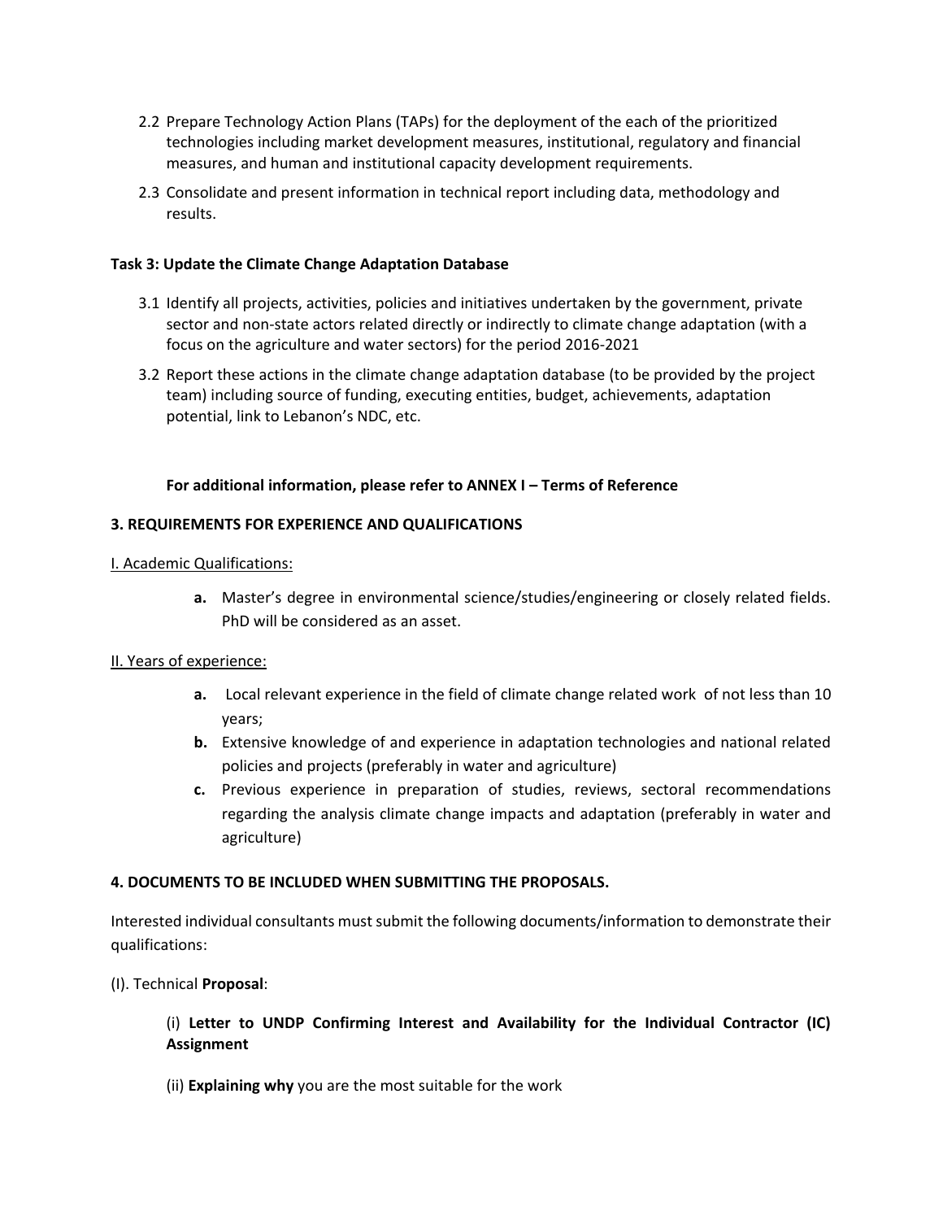2.2 Prepare Technology Action Plans (TAPs) for the deployment of the each of the prioritized technologies including market development measures, institutional, regulatory and financial measures, and human and institutional capacity development requirements.

2.3 Consolidate and present information in technical report including data, methodology and results.

**Task 3: Update the Climate Change Adaptation Database**

3.1 Identify all projects, activities, policies and initiatives undertaken by the government, private sector and non-state actors related directly or indirectly to climate change adaptation (with a focus on the agriculture and water sectors) for the period 2016-2021

3.2 Report these actions in the climate change adaptation database (to be provided by the project team) including source of funding, executing entities, budget, achievements, adaptation potential, link to Lebanon's NDC, etc.

**For additional information, please refer to ANNEX I – Terms of Reference**

### 3. REQUIREMENTS FOR EXPERIENCE AND QUALIFICATIONS

I. Academic Qualifications:

- **a.** Master's degree in environmental science/studies/engineering or closely related fields. PhD will be considered as an asset.

II. Years of experience:

- **a.** Local relevant experience in the field of climate change related work of not less than 10 years;
- **b.** Extensive knowledge of and experience in adaptation technologies and national related policies and projects (preferably in water and agriculture)
- **c.** Previous experience in preparation of studies, reviews, sectoral recommendations regarding the analysis climate change impacts and adaptation (preferably in water and agriculture)

### 4. DOCUMENTS TO BE INCLUDED WHEN SUBMITTING THE PROPOSALS.

Interested individual consultants must submit the following documents/information to demonstrate their qualifications:

(I). Technical **Proposal**:

(i) **Letter to UNDP Confirming Interest and Availability for the Individual Contractor (IC) Assignment**

(ii) **Explaining why** you are the most suitable for the work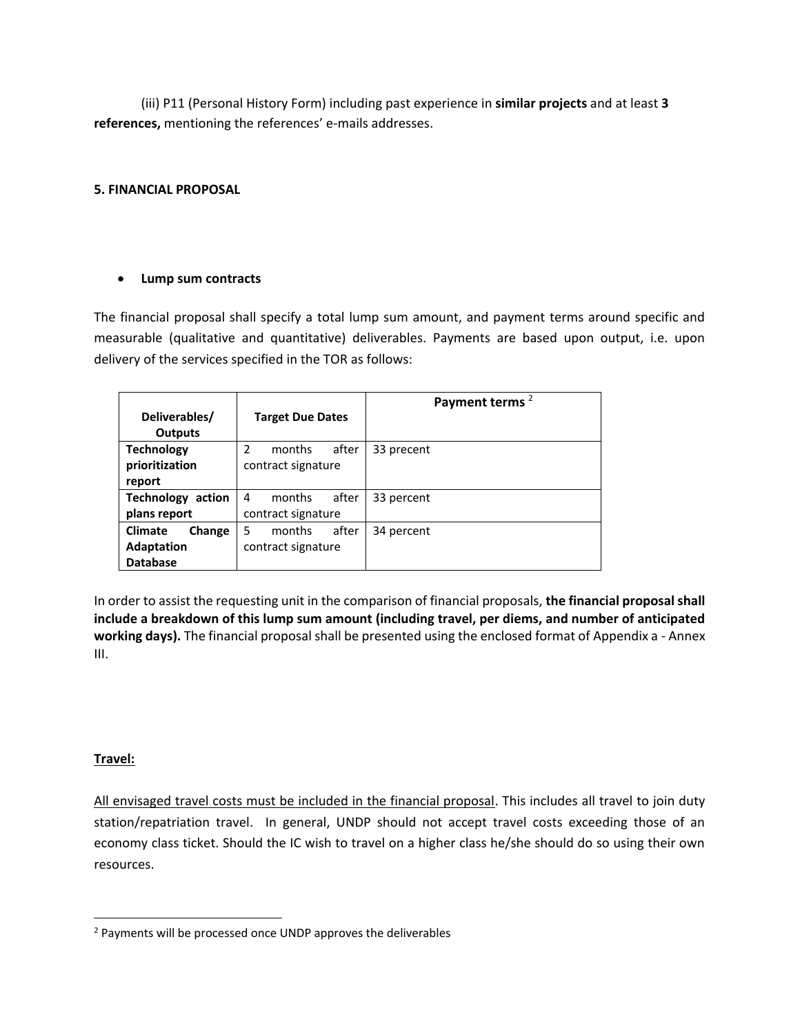(iii) P11 (Personal History Form) including past experience in **similar projects** and at least **3 references,** mentioning the references' e-mails addresses.

**5. FINANCIAL PROPOSAL**

- **Lump sum contracts**

The financial proposal shall specify a total lump sum amount, and payment terms around specific and measurable (qualitative and quantitative) deliverables. Payments are based upon output, i.e. upon delivery of the services specified in the TOR as follows:

| Deliverables/ Outputs | Target Due Dates | Payment terms [2] |
|---|---|---|
| **Technology prioritization report** | 2 months after contract signature | 33 precent |
| **Technology action plans report** | 4 months after contract signature | 33 percent |
| **Climate Change Adaptation Database** | 5 months after contract signature | 34 percent |

In order to assist the requesting unit in the comparison of financial proposals, **the financial proposal shall include a breakdown of this lump sum amount (including travel, per diems, and number of anticipated working days).** The financial proposal shall be presented using the enclosed format of Appendix a - Annex III.

**Travel:**

All envisaged travel costs must be included in the financial proposal. This includes all travel to join duty station/repatriation travel. In general, UNDP should not accept travel costs exceeding those of an economy class ticket. Should the IC wish to travel on a higher class he/she should do so using their own resources.

[2] Payments will be processed once UNDP approves the deliverables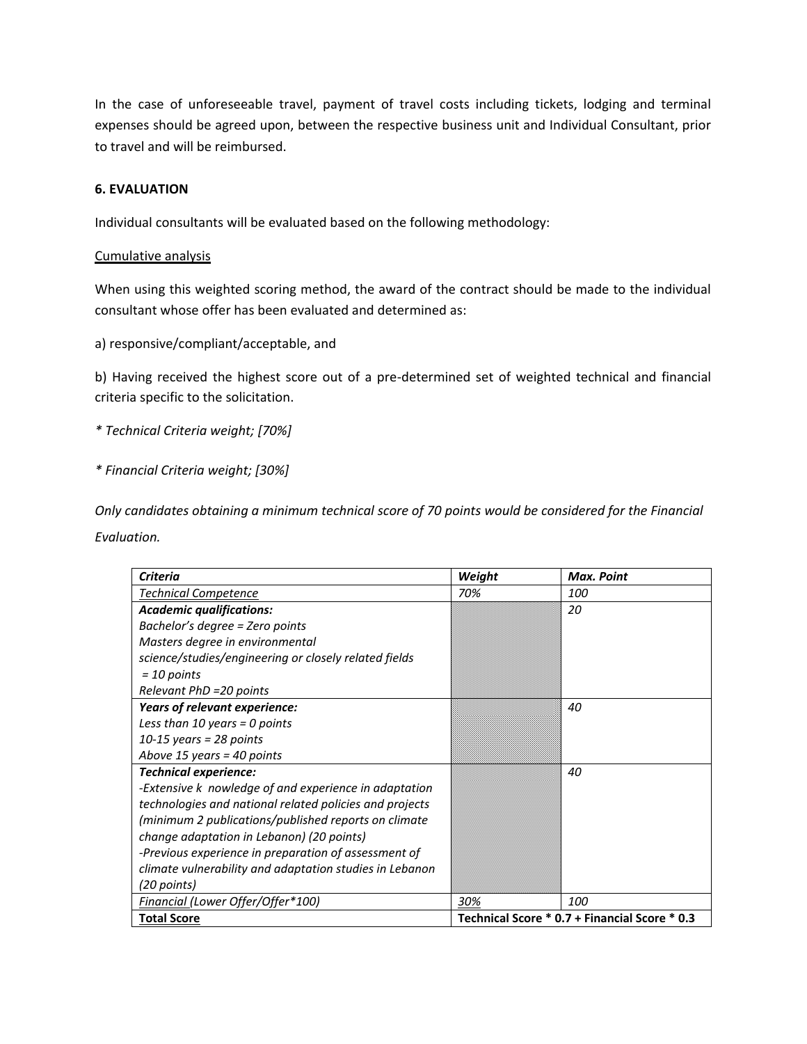In the case of unforeseeable travel, payment of travel costs including tickets, lodging and terminal expenses should be agreed upon, between the respective business unit and Individual Consultant, prior to travel and will be reimbursed.

### 6. EVALUATION

Individual consultants will be evaluated based on the following methodology:

<u>Cumulative analysis</u>

When using this weighted scoring method, the award of the contract should be made to the individual consultant whose offer has been evaluated and determined as:

a) responsive/compliant/acceptable, and

b) Having received the highest score out of a pre-determined set of weighted technical and financial criteria specific to the solicitation.

*\* Technical Criteria weight; [70%]*

*\* Financial Criteria weight; [30%]*

*Only candidates obtaining a minimum technical score of 70 points would be considered for the Financial Evaluation.*

| ***Criteria*** | ***Weight*** | ***Max. Point*** |
|---|---|---|
| *Technical Competence* | *70%* | *100* |
| ***Academic qualifications:***<br>*Bachelor's degree = Zero points*<br>*Masters degree in environmental science/studies/engineering or closely related fields = 10 points*<br>*Relevant PhD =20 points* | | *20* |
| ***Years of relevant experience:***<br>*Less than 10 years = 0 points*<br>*10-15 years = 28 points*<br>*Above 15 years = 40 points* | | *40* |
| ***Technical experience:***<br>*-Extensive k nowledge of and experience in adaptation technologies and national related policies and projects (minimum 2 publications/published reports on climate change adaptation in Lebanon) (20 points)*<br>*-Previous experience in preparation of assessment of climate vulnerability and adaptation studies in Lebanon (20 points)* | | *40* |
| *Financial (Lower Offer/Offer\*100)* | *30%* | *100* |
| **Total Score** | **Technical Score * 0.7 + Financial Score * 0.3** | |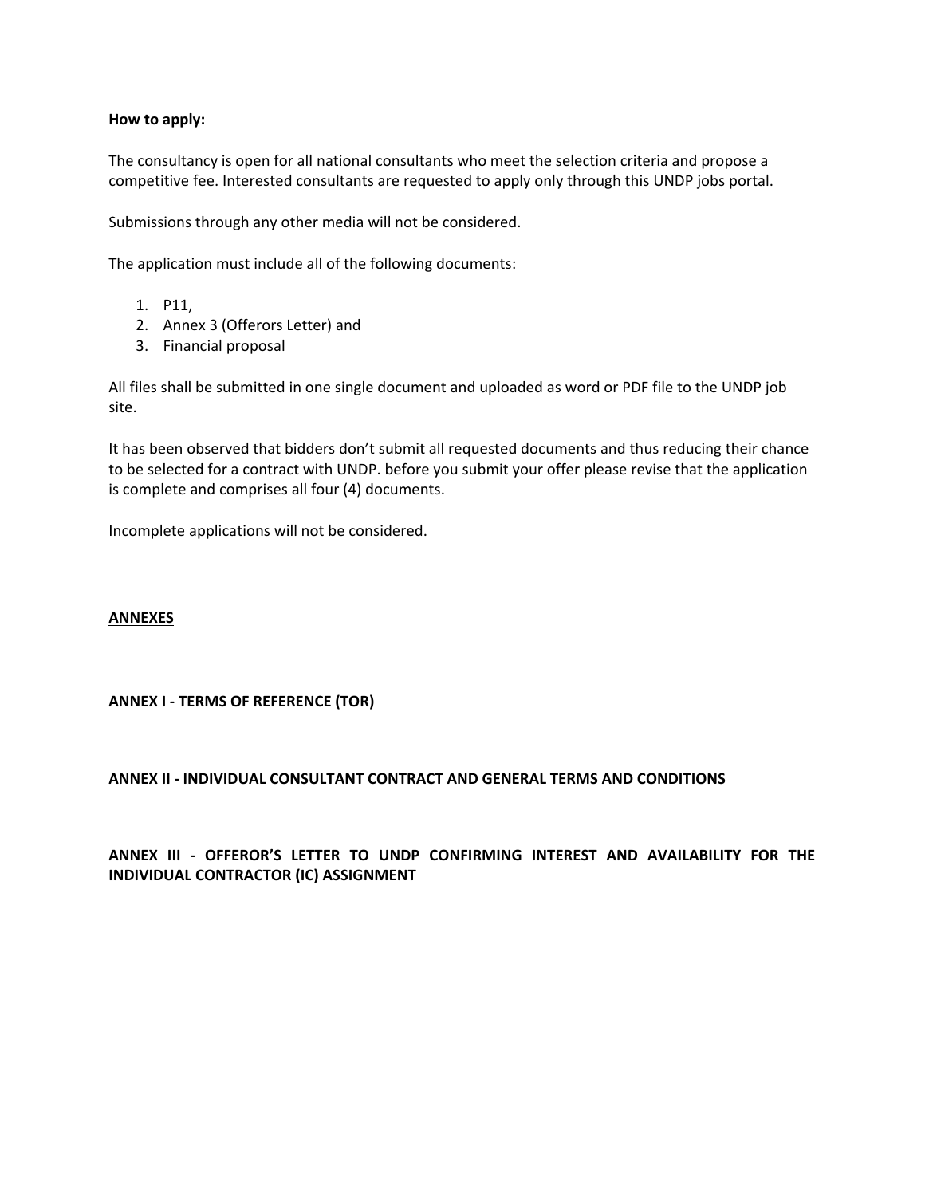**How to apply:**

The consultancy is open for all national consultants who meet the selection criteria and propose a competitive fee. Interested consultants are requested to apply only through this UNDP jobs portal.

Submissions through any other media will not be considered.

The application must include all of the following documents:

1. P11,
2. Annex 3 (Offerors Letter) and
3. Financial proposal

All files shall be submitted in one single document and uploaded as word or PDF file to the UNDP job site.

It has been observed that bidders don't submit all requested documents and thus reducing their chance to be selected for a contract with UNDP. before you submit your offer please revise that the application is complete and comprises all four (4) documents.

Incomplete applications will not be considered.

**<u>ANNEXES</u>**

**ANNEX I - TERMS OF REFERENCE (TOR)**

**ANNEX II - INDIVIDUAL CONSULTANT CONTRACT AND GENERAL TERMS AND CONDITIONS**

**ANNEX III - OFFEROR'S LETTER TO UNDP CONFIRMING INTEREST AND AVAILABILITY FOR THE INDIVIDUAL CONTRACTOR (IC) ASSIGNMENT**